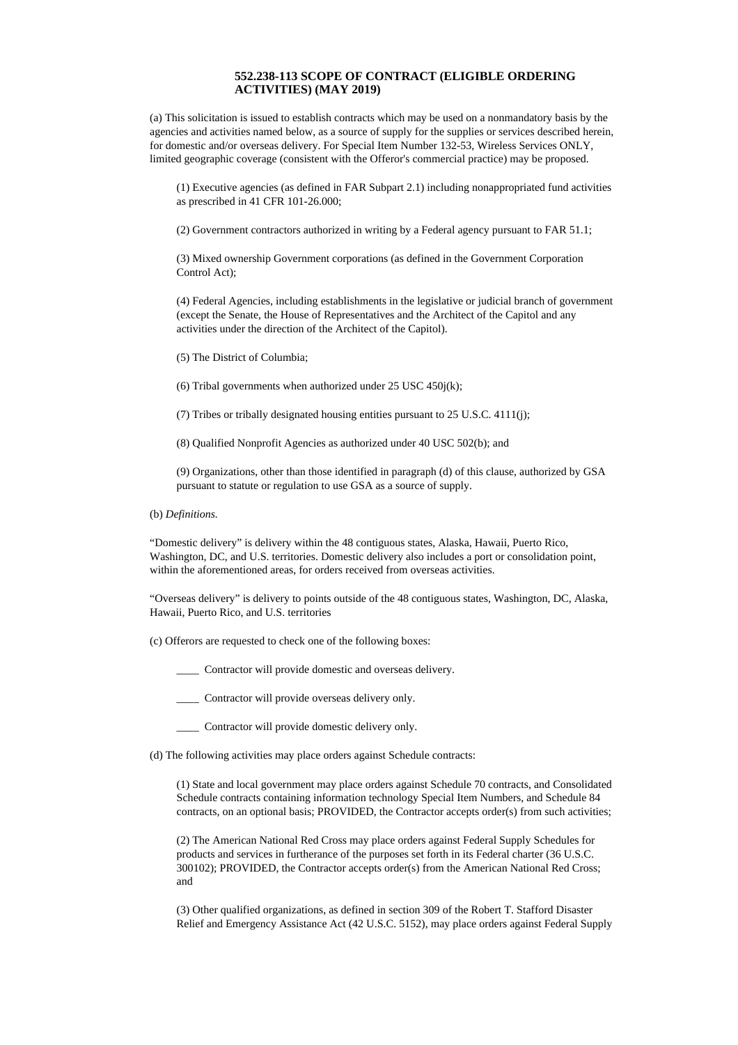### 552.238-113 SCOPE OF CONTRACT (ELIGIBLE ORDERING ACTIVITIES) (MAY 2019)

(a) This solicitation is issued to establish contracts which may be used on a nonmandatory basis by the agencies and activities named below, as a source of supply for the supplies or services described herein, for domestic and/or overseas delivery. For Special Item Number 132-53, Wireless Services ONLY, limited geographic coverage (consistent with the Offeror's commercial practice) may be proposed.

(1) Executive agencies (as defined in FAR Subpart 2.1) including nonappropriated fund activities as prescribed in 41 CFR 101-26.000;

(2) Government contractors authorized in writing by a Federal agency pursuant to FAR 51.1;

(3) Mixed ownership Government corporations (as defined in the Government Corporation Control Act);

(4) Federal Agencies, including establishments in the legislative or judicial branch of government (except the Senate, the House of Representatives and the Architect of the Capitol and any activities under the direction of the Architect of the Capitol).

(5) The District of Columbia;

(6) Tribal governments when authorized under 25 USC 450j(k);

(7) Tribes or tribally designated housing entities pursuant to 25 U.S.C. 4111(j);

(8) Qualified Nonprofit Agencies as authorized under 40 USC 502(b); and

(9) Organizations, other than those identified in paragraph (d) of this clause, authorized by GSA pursuant to statute or regulation to use GSA as a source of supply.

(b) *Definitions.*

"Domestic delivery" is delivery within the 48 contiguous states, Alaska, Hawaii, Puerto Rico, Washington, DC, and U.S. territories. Domestic delivery also includes a port or consolidation point, within the aforementioned areas, for orders received from overseas activities.

"Overseas delivery" is delivery to points outside of the 48 contiguous states, Washington, DC, Alaska, Hawaii, Puerto Rico, and U.S. territories

(c) Offerors are requested to check one of the following boxes:

____ Contractor will provide domestic and overseas delivery.

____ Contractor will provide overseas delivery only.

____ Contractor will provide domestic delivery only.

(d) The following activities may place orders against Schedule contracts:

(1) State and local government may place orders against Schedule 70 contracts, and Consolidated Schedule contracts containing information technology Special Item Numbers, and Schedule 84 contracts, on an optional basis; PROVIDED, the Contractor accepts order(s) from such activities;

(2) The American National Red Cross may place orders against Federal Supply Schedules for products and services in furtherance of the purposes set forth in its Federal charter (36 U.S.C. 300102); PROVIDED, the Contractor accepts order(s) from the American National Red Cross; and

(3) Other qualified organizations, as defined in section 309 of the Robert T. Stafford Disaster Relief and Emergency Assistance Act (42 U.S.C. 5152), may place orders against Federal Supply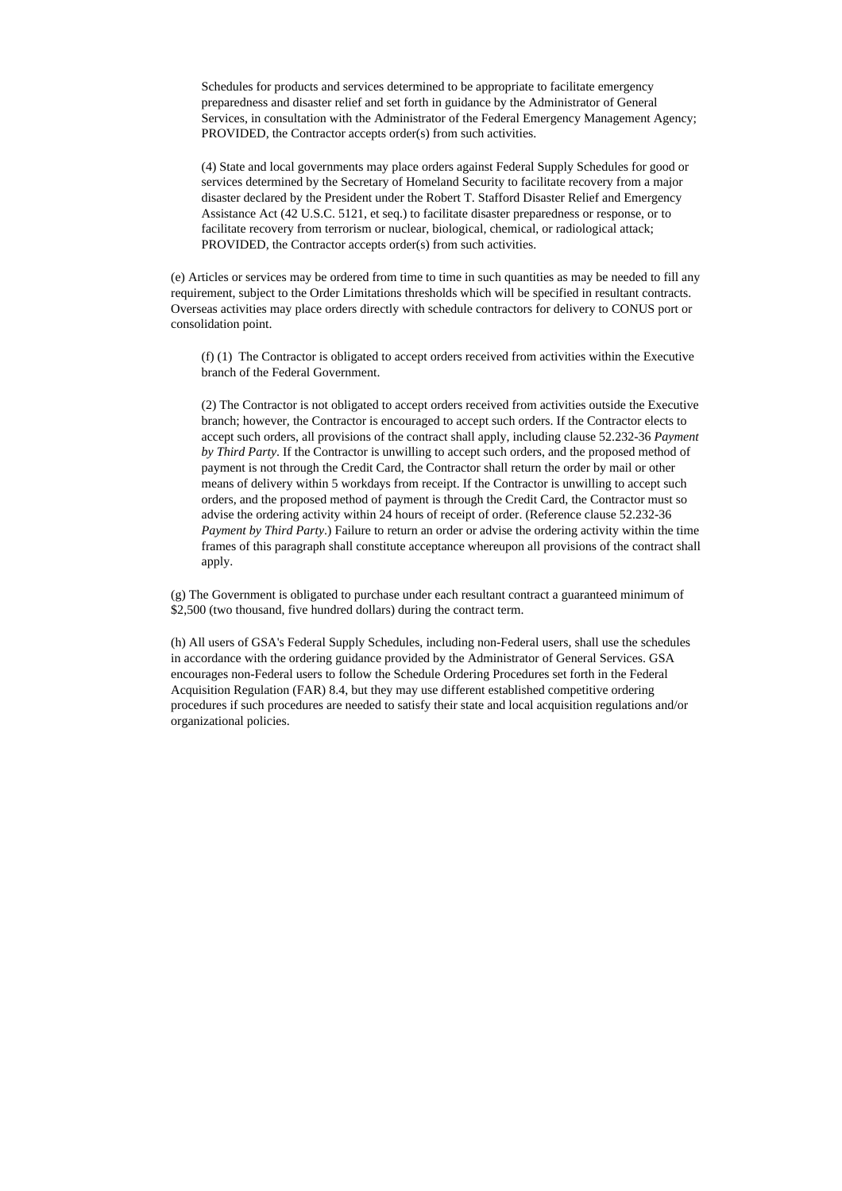Schedules for products and services determined to be appropriate to facilitate emergency preparedness and disaster relief and set forth in guidance by the Administrator of General Services, in consultation with the Administrator of the Federal Emergency Management Agency; PROVIDED, the Contractor accepts order(s) from such activities.

(4) State and local governments may place orders against Federal Supply Schedules for good or services determined by the Secretary of Homeland Security to facilitate recovery from a major disaster declared by the President under the Robert T. Stafford Disaster Relief and Emergency Assistance Act (42 U.S.C. 5121, et seq.) to facilitate disaster preparedness or response, or to facilitate recovery from terrorism or nuclear, biological, chemical, or radiological attack; PROVIDED, the Contractor accepts order(s) from such activities.

(e) Articles or services may be ordered from time to time in such quantities as may be needed to fill any requirement, subject to the Order Limitations thresholds which will be specified in resultant contracts. Overseas activities may place orders directly with schedule contractors for delivery to CONUS port or consolidation point.

(f) (1) The Contractor is obligated to accept orders received from activities within the Executive branch of the Federal Government.

(2) The Contractor is not obligated to accept orders received from activities outside the Executive branch; however, the Contractor is encouraged to accept such orders. If the Contractor elects to accept such orders, all provisions of the contract shall apply, including clause 52.232-36 *Payment by Third Party*. If the Contractor is unwilling to accept such orders, and the proposed method of payment is not through the Credit Card, the Contractor shall return the order by mail or other means of delivery within 5 workdays from receipt. If the Contractor is unwilling to accept such orders, and the proposed method of payment is through the Credit Card, the Contractor must so advise the ordering activity within 24 hours of receipt of order. (Reference clause 52.232-36 *Payment by Third Party*.) Failure to return an order or advise the ordering activity within the time frames of this paragraph shall constitute acceptance whereupon all provisions of the contract shall apply.

(g) The Government is obligated to purchase under each resultant contract a guaranteed minimum of $2,500 (two thousand, five hundred dollars) during the contract term.

(h) All users of GSA's Federal Supply Schedules, including non-Federal users, shall use the schedules in accordance with the ordering guidance provided by the Administrator of General Services. GSA encourages non-Federal users to follow the Schedule Ordering Procedures set forth in the Federal Acquisition Regulation (FAR) 8.4, but they may use different established competitive ordering procedures if such procedures are needed to satisfy their state and local acquisition regulations and/or organizational policies.